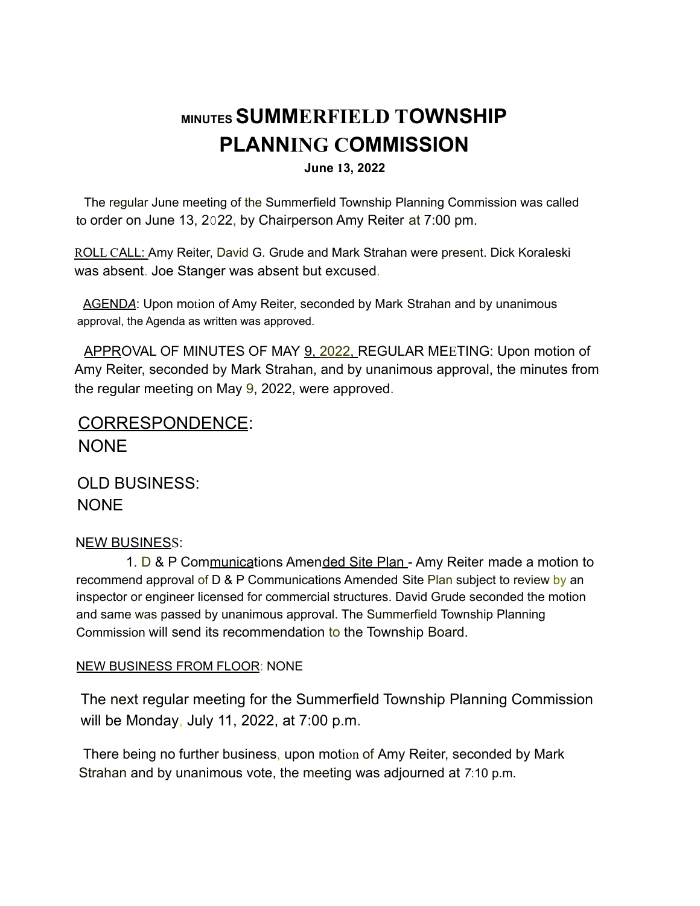# MINUTES SUMMERFIELD TOWNSHIP PLANNING COMMISSION

**June 13, 2022**

The regular June meeting of the Summerfield Township Planning Commission was called to order on June 13, 2022, by Chairperson Amy Reiter at 7:00 pm.

ROLL CALL: Amy Reiter, David G. Grude and Mark Strahan were present. Dick Koraleski was absent. Joe Stanger was absent but excused.

AGENDA: Upon motion of Amy Reiter, seconded by Mark Strahan and by unanimous approval, the Agenda as written was approved.

APPROVAL OF MINUTES OF MAY 9, 2022, REGULAR MEETING: Upon motion of Amy Reiter, seconded by Mark Strahan, and by unanimous approval, the minutes from the regular meeting on May 9, 2022, were approved.

CORRESPONDENCE:
NONE

OLD BUSINESS:
NONE

NEW BUSINESS:

1. D & P Communications Amended Site Plan - Amy Reiter made a motion to recommend approval of D & P Communications Amended Site Plan subject to review by an inspector or engineer licensed for commercial structures. David Grude seconded the motion and same was passed by unanimous approval. The Summerfield Township Planning Commission will send its recommendation to the Township Board.

NEW BUSINESS FROM FLOOR: NONE

The next regular meeting for the Summerfield Township Planning Commission will be Monday, July 11, 2022, at 7:00 p.m.

There being no further business, upon motion of Amy Reiter, seconded by Mark Strahan and by unanimous vote, the meeting was adjourned at 7:10 p.m.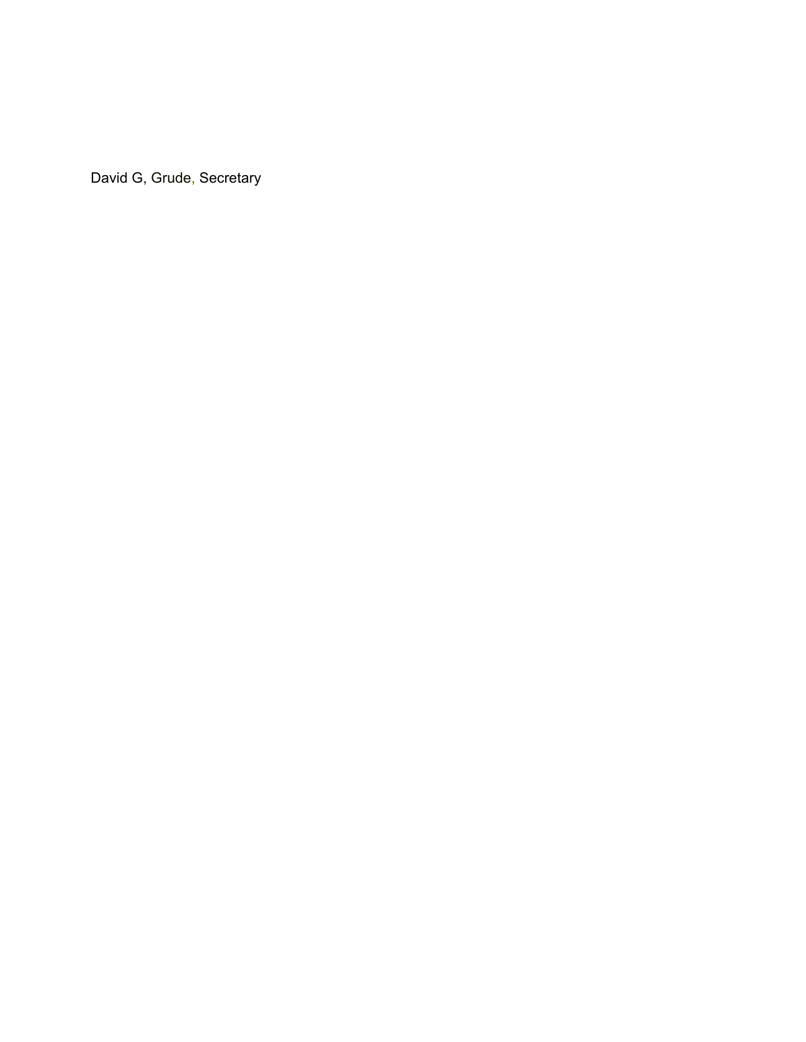David G, Grude, Secretary